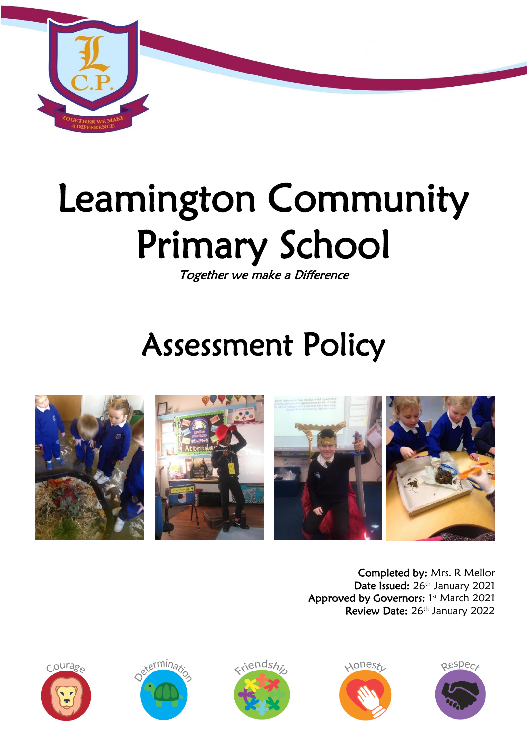# Leamington Community Primary School

*Together we make a Difference*

## Assessment Policy

**Completed by:** Mrs. R Mellor
**Date Issued:** 26th January 2021
**Approved by Governors:** 1st March 2021
**Review Date:** 26th January 2022

Courage Determination Friendship Honesty Respect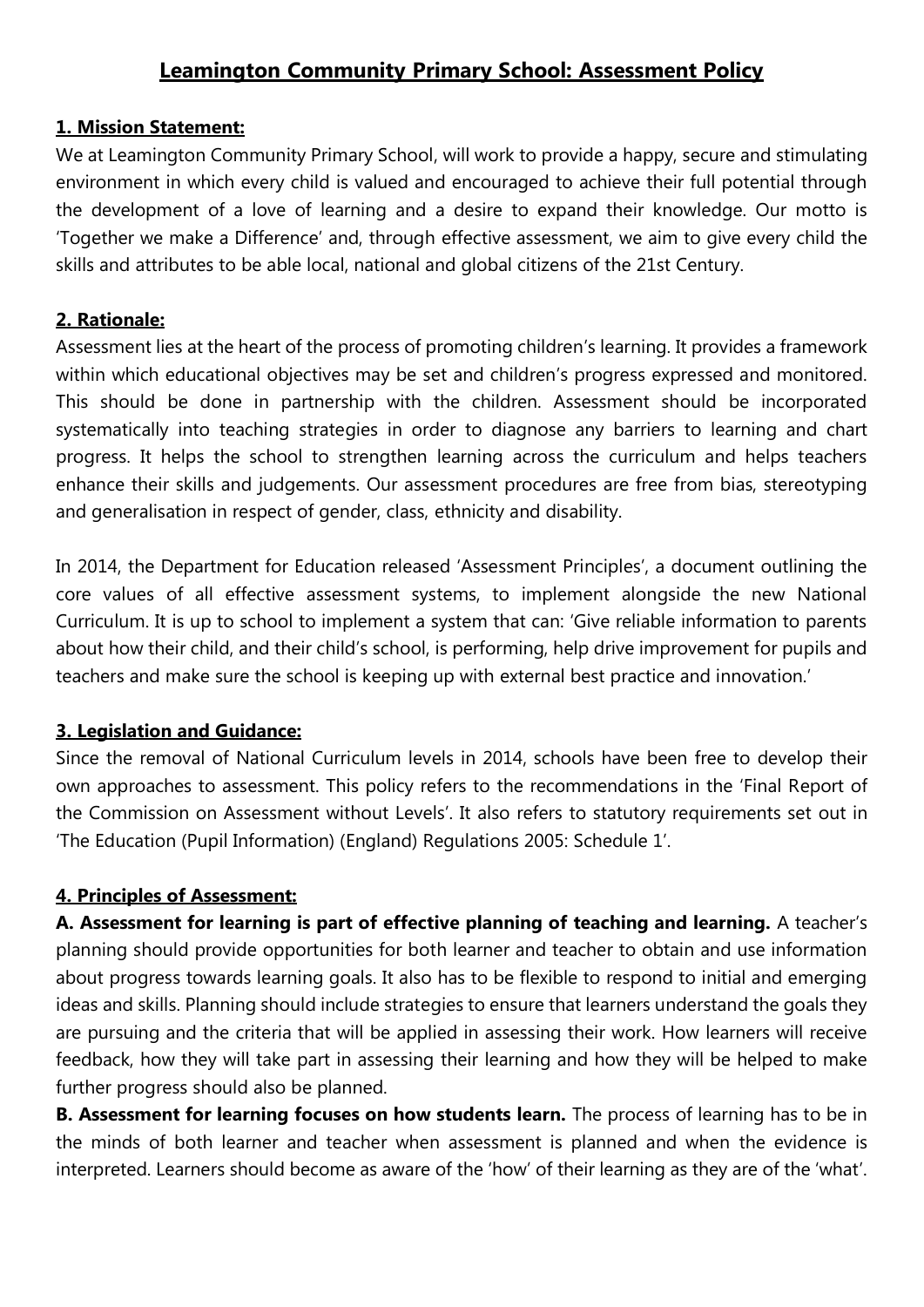# Leamington Community Primary School: Assessment Policy

## 1. Mission Statement:

We at Leamington Community Primary School, will work to provide a happy, secure and stimulating environment in which every child is valued and encouraged to achieve their full potential through the development of a love of learning and a desire to expand their knowledge. Our motto is 'Together we make a Difference' and, through effective assessment, we aim to give every child the skills and attributes to be able local, national and global citizens of the 21st Century.

## 2. Rationale:

Assessment lies at the heart of the process of promoting children's learning. It provides a framework within which educational objectives may be set and children's progress expressed and monitored. This should be done in partnership with the children. Assessment should be incorporated systematically into teaching strategies in order to diagnose any barriers to learning and chart progress. It helps the school to strengthen learning across the curriculum and helps teachers enhance their skills and judgements. Our assessment procedures are free from bias, stereotyping and generalisation in respect of gender, class, ethnicity and disability.

In 2014, the Department for Education released 'Assessment Principles', a document outlining the core values of all effective assessment systems, to implement alongside the new National Curriculum. It is up to school to implement a system that can: 'Give reliable information to parents about how their child, and their child's school, is performing, help drive improvement for pupils and teachers and make sure the school is keeping up with external best practice and innovation.'

## 3. Legislation and Guidance:

Since the removal of National Curriculum levels in 2014, schools have been free to develop their own approaches to assessment. This policy refers to the recommendations in the 'Final Report of the Commission on Assessment without Levels'. It also refers to statutory requirements set out in 'The Education (Pupil Information) (England) Regulations 2005: Schedule 1'.

## 4. Principles of Assessment:

**A. Assessment for learning is part of effective planning of teaching and learning.** A teacher's planning should provide opportunities for both learner and teacher to obtain and use information about progress towards learning goals. It also has to be flexible to respond to initial and emerging ideas and skills. Planning should include strategies to ensure that learners understand the goals they are pursuing and the criteria that will be applied in assessing their work. How learners will receive feedback, how they will take part in assessing their learning and how they will be helped to make further progress should also be planned.

**B. Assessment for learning focuses on how students learn.** The process of learning has to be in the minds of both learner and teacher when assessment is planned and when the evidence is interpreted. Learners should become as aware of the 'how' of their learning as they are of the 'what'.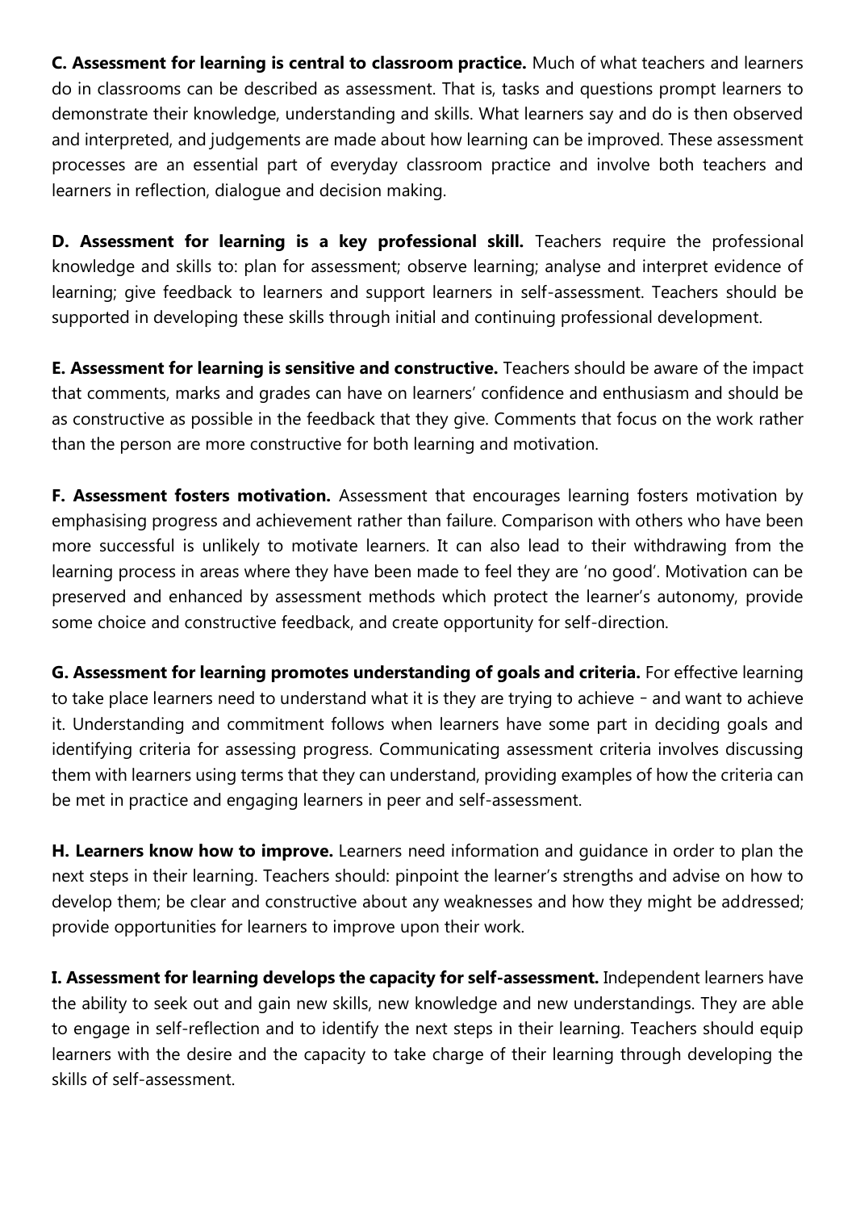**C. Assessment for learning is central to classroom practice.** Much of what teachers and learners do in classrooms can be described as assessment. That is, tasks and questions prompt learners to demonstrate their knowledge, understanding and skills. What learners say and do is then observed and interpreted, and judgements are made about how learning can be improved. These assessment processes are an essential part of everyday classroom practice and involve both teachers and learners in reflection, dialogue and decision making.

**D. Assessment for learning is a key professional skill.** Teachers require the professional knowledge and skills to: plan for assessment; observe learning; analyse and interpret evidence of learning; give feedback to learners and support learners in self-assessment. Teachers should be supported in developing these skills through initial and continuing professional development.

**E. Assessment for learning is sensitive and constructive.** Teachers should be aware of the impact that comments, marks and grades can have on learners' confidence and enthusiasm and should be as constructive as possible in the feedback that they give. Comments that focus on the work rather than the person are more constructive for both learning and motivation.

**F. Assessment fosters motivation.** Assessment that encourages learning fosters motivation by emphasising progress and achievement rather than failure. Comparison with others who have been more successful is unlikely to motivate learners. It can also lead to their withdrawing from the learning process in areas where they have been made to feel they are 'no good'. Motivation can be preserved and enhanced by assessment methods which protect the learner's autonomy, provide some choice and constructive feedback, and create opportunity for self-direction.

**G. Assessment for learning promotes understanding of goals and criteria.** For effective learning to take place learners need to understand what it is they are trying to achieve - and want to achieve it. Understanding and commitment follows when learners have some part in deciding goals and identifying criteria for assessing progress. Communicating assessment criteria involves discussing them with learners using terms that they can understand, providing examples of how the criteria can be met in practice and engaging learners in peer and self-assessment.

**H. Learners know how to improve.** Learners need information and guidance in order to plan the next steps in their learning. Teachers should: pinpoint the learner's strengths and advise on how to develop them; be clear and constructive about any weaknesses and how they might be addressed; provide opportunities for learners to improve upon their work.

**I. Assessment for learning develops the capacity for self-assessment.** Independent learners have the ability to seek out and gain new skills, new knowledge and new understandings. They are able to engage in self-reflection and to identify the next steps in their learning. Teachers should equip learners with the desire and the capacity to take charge of their learning through developing the skills of self-assessment.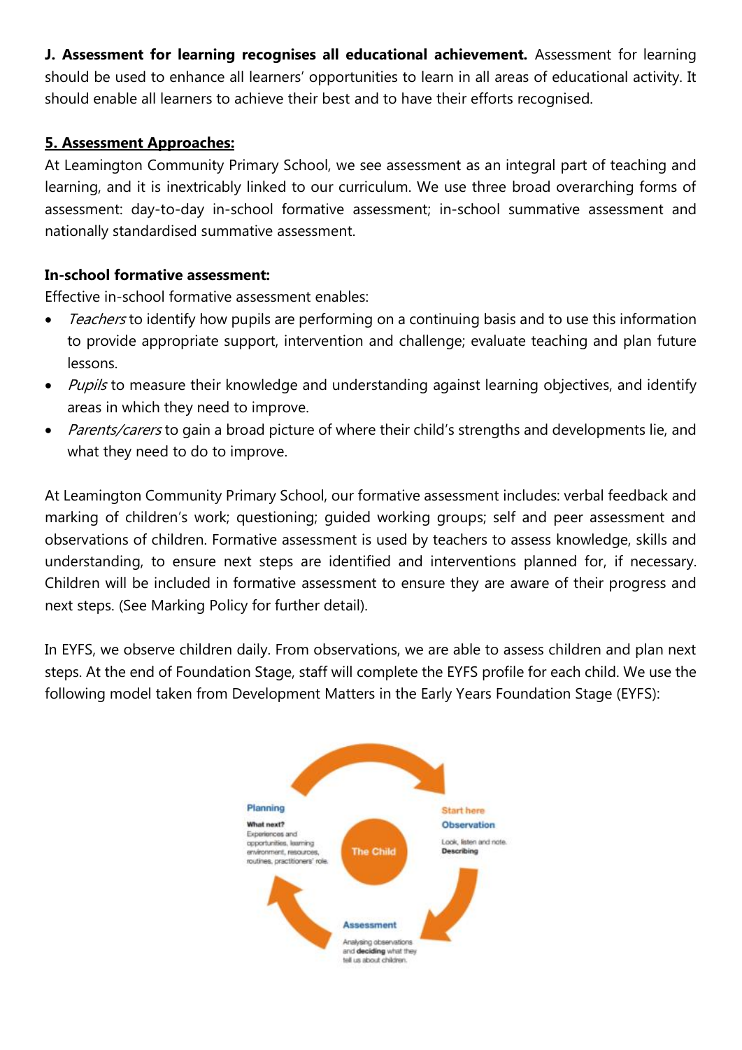**J. Assessment for learning recognises all educational achievement.** Assessment for learning should be used to enhance all learners' opportunities to learn in all areas of educational activity. It should enable all learners to achieve their best and to have their efforts recognised.

## 5. Assessment Approaches:

At Leamington Community Primary School, we see assessment as an integral part of teaching and learning, and it is inextricably linked to our curriculum. We use three broad overarching forms of assessment: day-to-day in-school formative assessment; in-school summative assessment and nationally standardised summative assessment.

### In-school formative assessment:

Effective in-school formative assessment enables:

- *Teachers* to identify how pupils are performing on a continuing basis and to use this information to provide appropriate support, intervention and challenge; evaluate teaching and plan future lessons.
- *Pupils* to measure their knowledge and understanding against learning objectives, and identify areas in which they need to improve.
- *Parents/carers* to gain a broad picture of where their child's strengths and developments lie, and what they need to do to improve.

At Leamington Community Primary School, our formative assessment includes: verbal feedback and marking of children's work; questioning; guided working groups; self and peer assessment and observations of children. Formative assessment is used by teachers to assess knowledge, skills and understanding, to ensure next steps are identified and interventions planned for, if necessary. Children will be included in formative assessment to ensure they are aware of their progress and next steps. (See Marking Policy for further detail).

In EYFS, we observe children daily. From observations, we are able to assess children and plan next steps. At the end of Foundation Stage, staff will complete the EYFS profile for each child. We use the following model taken from Development Matters in the Early Years Foundation Stage (EYFS):

Planning
**What next?**
Experiences and opportunities, learning environment, resources, routines, practitioners' role.

The Child

Start here
Observation
Look, listen and note.
**Describing**

Assessment
Analysing observations and **deciding** what they tell us about children.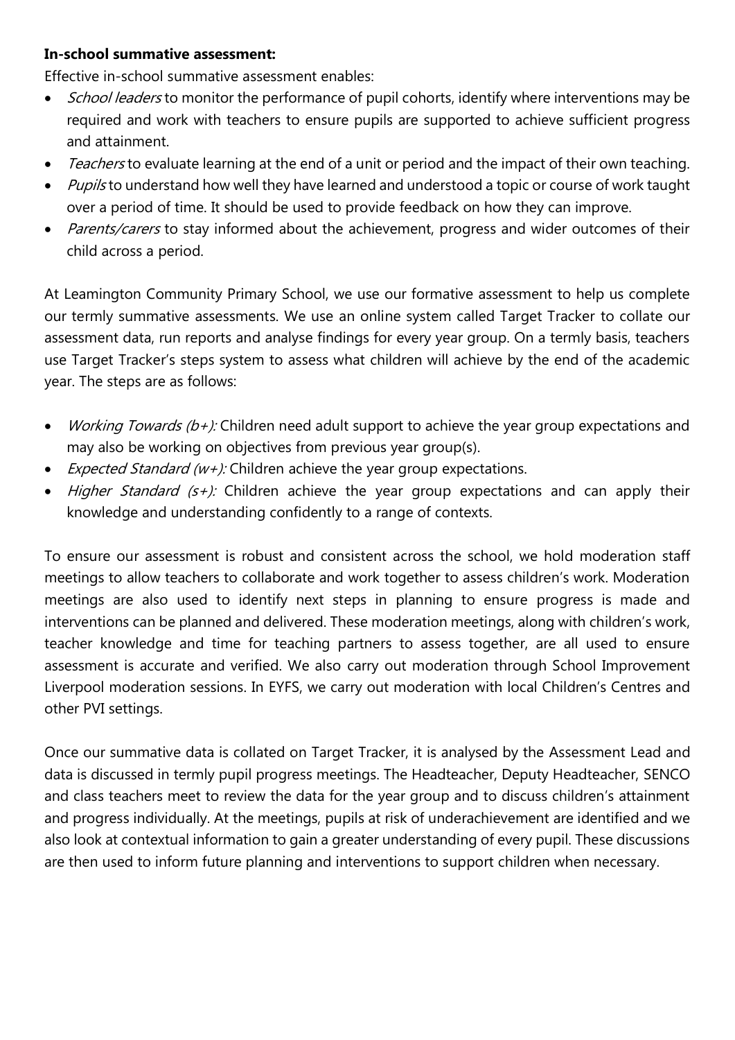**In-school summative assessment:**

Effective in-school summative assessment enables:

- *School leaders* to monitor the performance of pupil cohorts, identify where interventions may be required and work with teachers to ensure pupils are supported to achieve sufficient progress and attainment.
- *Teachers* to evaluate learning at the end of a unit or period and the impact of their own teaching.
- *Pupils* to understand how well they have learned and understood a topic or course of work taught over a period of time. It should be used to provide feedback on how they can improve.
- *Parents/carers* to stay informed about the achievement, progress and wider outcomes of their child across a period.

At Leamington Community Primary School, we use our formative assessment to help us complete our termly summative assessments. We use an online system called Target Tracker to collate our assessment data, run reports and analyse findings for every year group. On a termly basis, teachers use Target Tracker's steps system to assess what children will achieve by the end of the academic year. The steps are as follows:

- *Working Towards (b+):* Children need adult support to achieve the year group expectations and may also be working on objectives from previous year group(s).
- *Expected Standard (w+):* Children achieve the year group expectations.
- *Higher Standard (s+):* Children achieve the year group expectations and can apply their knowledge and understanding confidently to a range of contexts.

To ensure our assessment is robust and consistent across the school, we hold moderation staff meetings to allow teachers to collaborate and work together to assess children's work. Moderation meetings are also used to identify next steps in planning to ensure progress is made and interventions can be planned and delivered. These moderation meetings, along with children's work, teacher knowledge and time for teaching partners to assess together, are all used to ensure assessment is accurate and verified. We also carry out moderation through School Improvement Liverpool moderation sessions. In EYFS, we carry out moderation with local Children's Centres and other PVI settings.

Once our summative data is collated on Target Tracker, it is analysed by the Assessment Lead and data is discussed in termly pupil progress meetings. The Headteacher, Deputy Headteacher, SENCO and class teachers meet to review the data for the year group and to discuss children's attainment and progress individually. At the meetings, pupils at risk of underachievement are identified and we also look at contextual information to gain a greater understanding of every pupil. These discussions are then used to inform future planning and interventions to support children when necessary.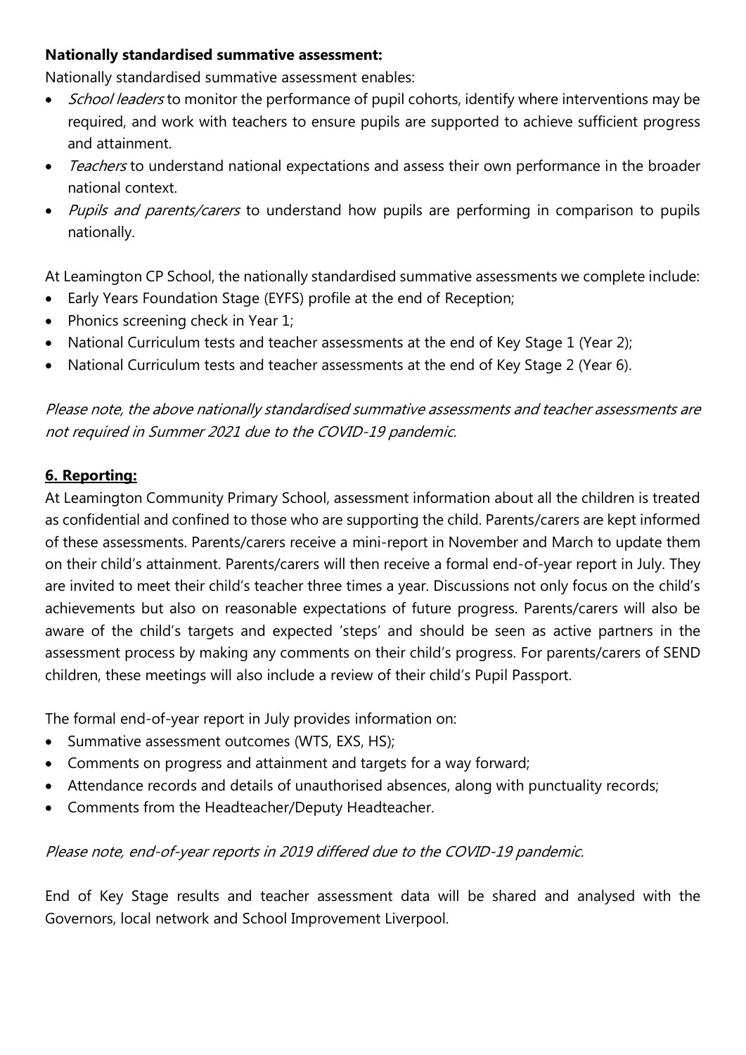**Nationally standardised summative assessment:**

Nationally standardised summative assessment enables:

- *School leaders* to monitor the performance of pupil cohorts, identify where interventions may be required, and work with teachers to ensure pupils are supported to achieve sufficient progress and attainment.
- *Teachers* to understand national expectations and assess their own performance in the broader national context.
- *Pupils and parents/carers* to understand how pupils are performing in comparison to pupils nationally.

At Leamington CP School, the nationally standardised summative assessments we complete include:

- Early Years Foundation Stage (EYFS) profile at the end of Reception;
- Phonics screening check in Year 1;
- National Curriculum tests and teacher assessments at the end of Key Stage 1 (Year 2);
- National Curriculum tests and teacher assessments at the end of Key Stage 2 (Year 6).

*Please note, the above nationally standardised summative assessments and teacher assessments are not required in Summer 2021 due to the COVID-19 pandemic.*

## 6. Reporting:

At Leamington Community Primary School, assessment information about all the children is treated as confidential and confined to those who are supporting the child. Parents/carers are kept informed of these assessments. Parents/carers receive a mini-report in November and March to update them on their child's attainment. Parents/carers will then receive a formal end-of-year report in July. They are invited to meet their child's teacher three times a year. Discussions not only focus on the child's achievements but also on reasonable expectations of future progress. Parents/carers will also be aware of the child's targets and expected 'steps' and should be seen as active partners in the assessment process by making any comments on their child's progress. For parents/carers of SEND children, these meetings will also include a review of their child's Pupil Passport.

The formal end-of-year report in July provides information on:

- Summative assessment outcomes (WTS, EXS, HS);
- Comments on progress and attainment and targets for a way forward;
- Attendance records and details of unauthorised absences, along with punctuality records;
- Comments from the Headteacher/Deputy Headteacher.

*Please note, end-of-year reports in 2019 differed due to the COVID-19 pandemic.*

End of Key Stage results and teacher assessment data will be shared and analysed with the Governors, local network and School Improvement Liverpool.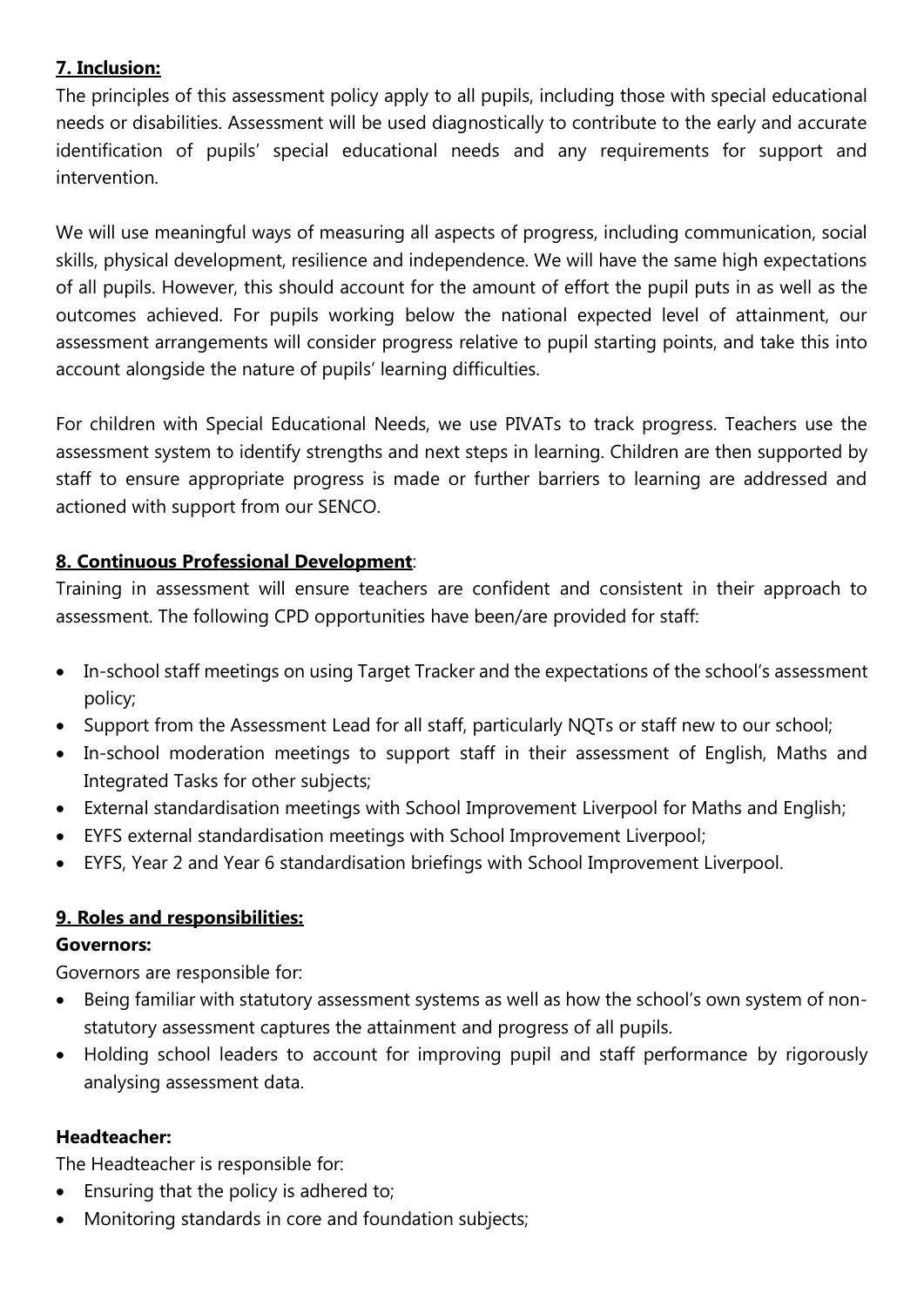## 7. Inclusion:

The principles of this assessment policy apply to all pupils, including those with special educational needs or disabilities. Assessment will be used diagnostically to contribute to the early and accurate identification of pupils' special educational needs and any requirements for support and intervention.

We will use meaningful ways of measuring all aspects of progress, including communication, social skills, physical development, resilience and independence. We will have the same high expectations of all pupils. However, this should account for the amount of effort the pupil puts in as well as the outcomes achieved. For pupils working below the national expected level of attainment, our assessment arrangements will consider progress relative to pupil starting points, and take this into account alongside the nature of pupils' learning difficulties.

For children with Special Educational Needs, we use PIVATs to track progress. Teachers use the assessment system to identify strengths and next steps in learning. Children are then supported by staff to ensure appropriate progress is made or further barriers to learning are addressed and actioned with support from our SENCO.

## 8. Continuous Professional Development:

Training in assessment will ensure teachers are confident and consistent in their approach to assessment. The following CPD opportunities have been/are provided for staff:

- In-school staff meetings on using Target Tracker and the expectations of the school's assessment policy;
- Support from the Assessment Lead for all staff, particularly NQTs or staff new to our school;
- In-school moderation meetings to support staff in their assessment of English, Maths and Integrated Tasks for other subjects;
- External standardisation meetings with School Improvement Liverpool for Maths and English;
- EYFS external standardisation meetings with School Improvement Liverpool;
- EYFS, Year 2 and Year 6 standardisation briefings with School Improvement Liverpool.

## 9. Roles and responsibilities:

### Governors:

Governors are responsible for:

- Being familiar with statutory assessment systems as well as how the school's own system of non-statutory assessment captures the attainment and progress of all pupils.
- Holding school leaders to account for improving pupil and staff performance by rigorously analysing assessment data.

### Headteacher:

The Headteacher is responsible for:

- Ensuring that the policy is adhered to;
- Monitoring standards in core and foundation subjects;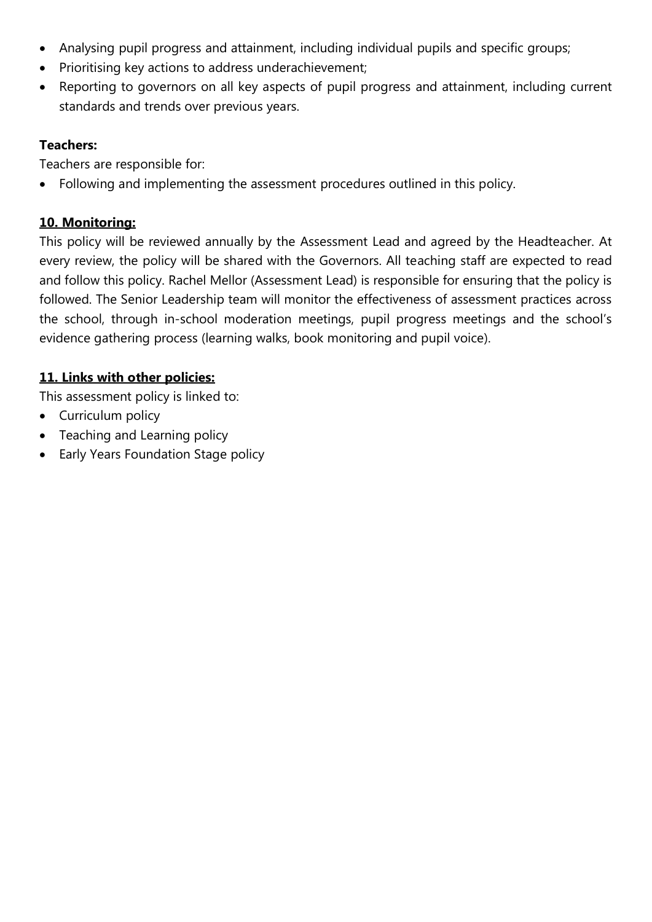- Analysing pupil progress and attainment, including individual pupils and specific groups;
- Prioritising key actions to address underachievement;
- Reporting to governors on all key aspects of pupil progress and attainment, including current standards and trends over previous years.

**Teachers:**

Teachers are responsible for:

- Following and implementing the assessment procedures outlined in this policy.

## 10. Monitoring:

This policy will be reviewed annually by the Assessment Lead and agreed by the Headteacher. At every review, the policy will be shared with the Governors. All teaching staff are expected to read and follow this policy. Rachel Mellor (Assessment Lead) is responsible for ensuring that the policy is followed. The Senior Leadership team will monitor the effectiveness of assessment practices across the school, through in-school moderation meetings, pupil progress meetings and the school's evidence gathering process (learning walks, book monitoring and pupil voice).

## 11. Links with other policies:

This assessment policy is linked to:

- Curriculum policy
- Teaching and Learning policy
- Early Years Foundation Stage policy